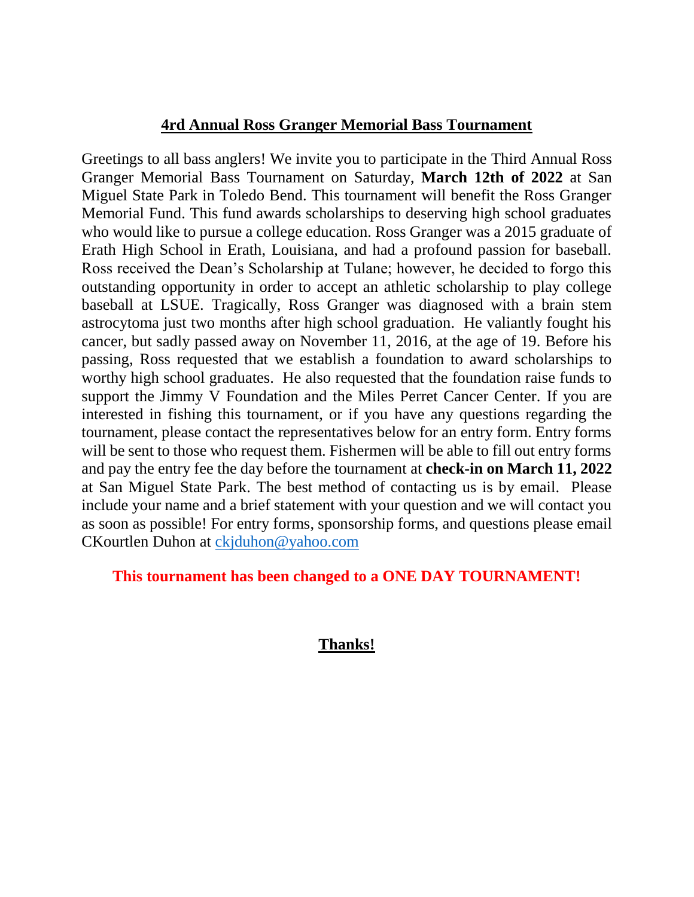# 4rd Annual Ross Granger Memorial Bass Tournament

Greetings to all bass anglers! We invite you to participate in the Third Annual Ross Granger Memorial Bass Tournament on Saturday, **March 12th of 2022** at San Miguel State Park in Toledo Bend. This tournament will benefit the Ross Granger Memorial Fund. This fund awards scholarships to deserving high school graduates who would like to pursue a college education. Ross Granger was a 2015 graduate of Erath High School in Erath, Louisiana, and had a profound passion for baseball. Ross received the Dean's Scholarship at Tulane; however, he decided to forgo this outstanding opportunity in order to accept an athletic scholarship to play college baseball at LSUE. Tragically, Ross Granger was diagnosed with a brain stem astrocytoma just two months after high school graduation. He valiantly fought his cancer, but sadly passed away on November 11, 2016, at the age of 19. Before his passing, Ross requested that we establish a foundation to award scholarships to worthy high school graduates. He also requested that the foundation raise funds to support the Jimmy V Foundation and the Miles Perret Cancer Center. If you are interested in fishing this tournament, or if you have any questions regarding the tournament, please contact the representatives below for an entry form. Entry forms will be sent to those who request them. Fishermen will be able to fill out entry forms and pay the entry fee the day before the tournament at **check-in on March 11, 2022** at San Miguel State Park. The best method of contacting us is by email. Please include your name and a brief statement with your question and we will contact you as soon as possible! For entry forms, sponsorship forms, and questions please email CKourtlen Duhon at [ckjduhon@yahoo.com](mailto:ckjduhon@yahoo.com)

**This tournament has been changed to a ONE DAY TOURNAMENT!**

**Thanks!**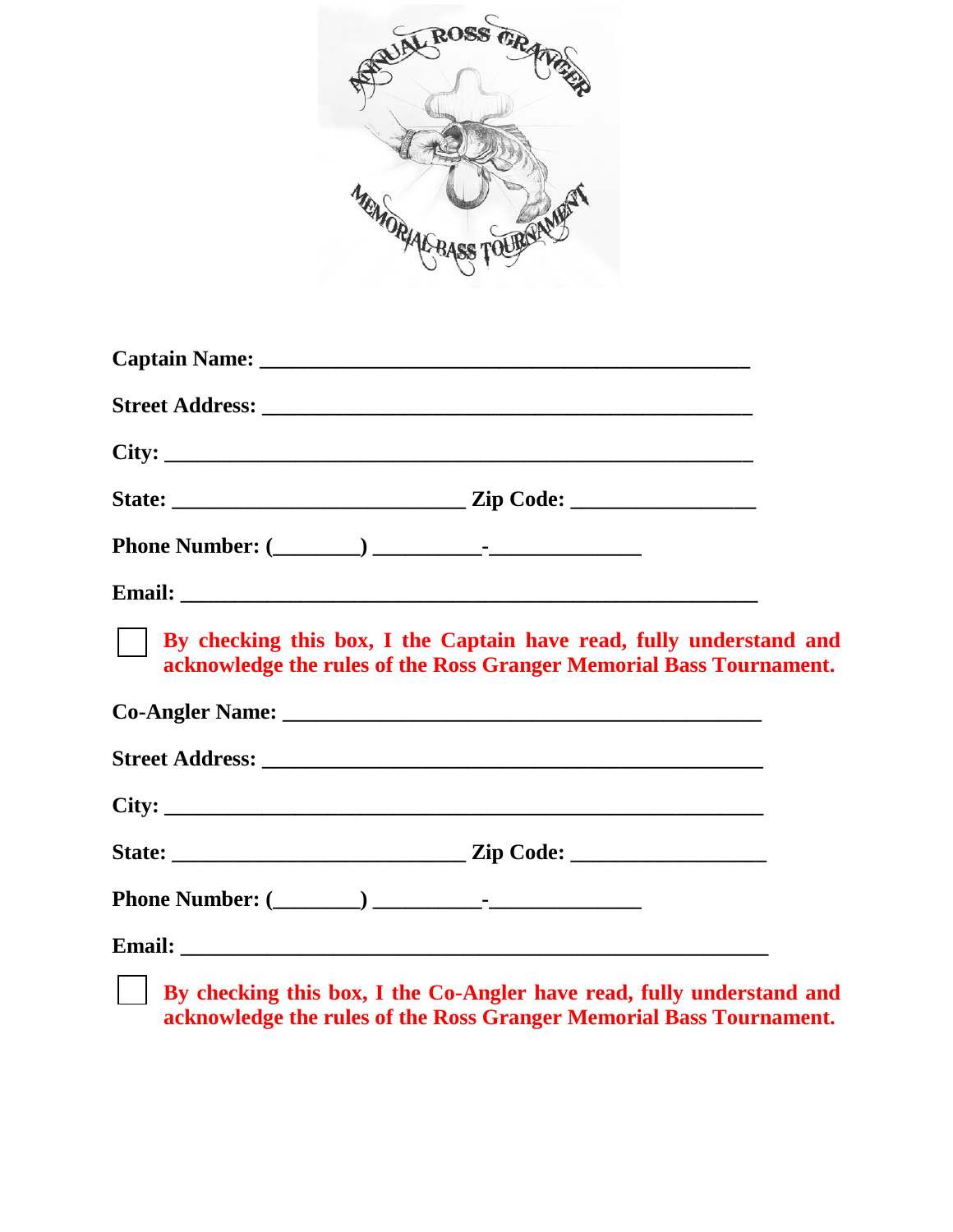**Captain Name:** ______________________________________________

**Street Address:** ______________________________________________

**City:** ________________________________________________________

**State:** ____________________________ **Zip Code:** _________________

**Phone Number:** (________) __________-______________

**Email:** ______________________________________________________

☐ **By checking this box, I the Captain have read, fully understand and acknowledge the rules of the Ross Granger Memorial Bass Tournament.**

**Co-Angler Name:** _____________________________________________

**Street Address:** ______________________________________________

**City:** ________________________________________________________

**State:** ____________________________ **Zip Code:** __________________

**Phone Number:** (________) __________-______________

**Email:** _______________________________________________________

☐ **By checking this box, I the Co-Angler have read, fully understand and acknowledge the rules of the Ross Granger Memorial Bass Tournament.**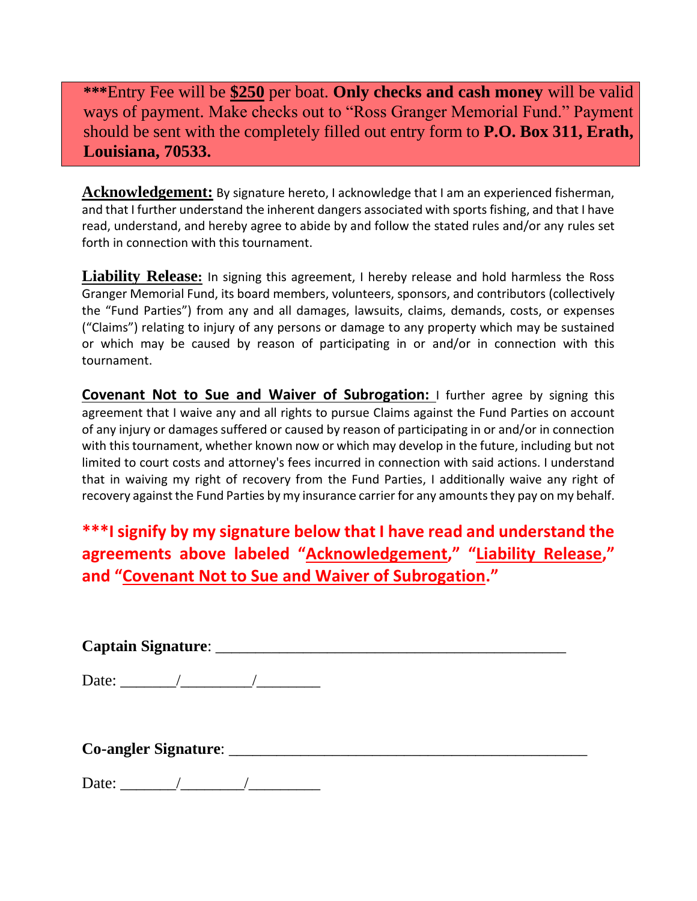***Entry Fee will be **$250** per boat. **Only checks and cash money** will be valid ways of payment. Make checks out to “Ross Granger Memorial Fund.” Payment should be sent with the completely filled out entry form to **P.O. Box 311, Erath, Louisiana, 70533.**

**Acknowledgement:** By signature hereto, I acknowledge that I am an experienced fisherman, and that I further understand the inherent dangers associated with sports fishing, and that I have read, understand, and hereby agree to abide by and follow the stated rules and/or any rules set forth in connection with this tournament.

**Liability Release:** In signing this agreement, I hereby release and hold harmless the Ross Granger Memorial Fund, its board members, volunteers, sponsors, and contributors (collectively the “Fund Parties”) from any and all damages, lawsuits, claims, demands, costs, or expenses (“Claims”) relating to injury of any persons or damage to any property which may be sustained or which may be caused by reason of participating in or and/or in connection with this tournament.

**Covenant Not to Sue and Waiver of Subrogation:** I further agree by signing this agreement that I waive any and all rights to pursue Claims against the Fund Parties on account of any injury or damages suffered or caused by reason of participating in or and/or in connection with this tournament, whether known now or which may develop in the future, including but not limited to court costs and attorney's fees incurred in connection with said actions. I understand that in waiving my right of recovery from the Fund Parties, I additionally waive any right of recovery against the Fund Parties by my insurance carrier for any amounts they pay on my behalf.

**\*\*\*I signify by my signature below that I have read and understand the agreements above labeled “Acknowledgement,” “Liability Release,” and “Covenant Not to Sue and Waiver of Subrogation.”**

**Captain Signature**: ____________________________________________

Date: _______/_________/________

**Co-angler Signature**: ______________________________________________

Date: _______/________/_________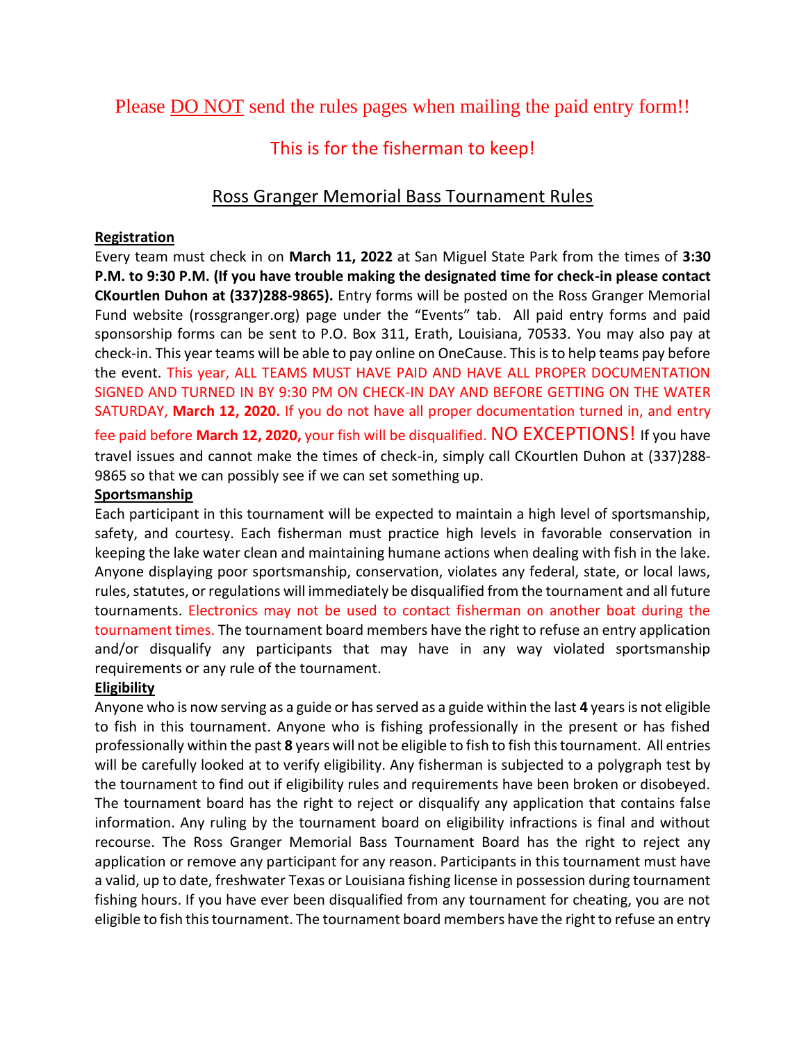Please DO NOT send the rules pages when mailing the paid entry form!!

This is for the fisherman to keep!

## Ross Granger Memorial Bass Tournament Rules

**Registration**

Every team must check in on **March 11, 2022** at San Miguel State Park from the times of **3:30 P.M. to 9:30 P.M. (If you have trouble making the designated time for check-in please contact CKourtlen Duhon at (337)288-9865).** Entry forms will be posted on the Ross Granger Memorial Fund website (rossgranger.org) page under the "Events" tab. All paid entry forms and paid sponsorship forms can be sent to P.O. Box 311, Erath, Louisiana, 70533. You may also pay at check-in. This year teams will be able to pay online on OneCause. This is to help teams pay before the event. This year, ALL TEAMS MUST HAVE PAID AND HAVE ALL PROPER DOCUMENTATION SIGNED AND TURNED IN BY 9:30 PM ON CHECK-IN DAY AND BEFORE GETTING ON THE WATER SATURDAY, **March 12, 2020.** If you do not have all proper documentation turned in, and entry fee paid before **March 12, 2020,** your fish will be disqualified. NO EXCEPTIONS! If you have travel issues and cannot make the times of check-in, simply call CKourtlen Duhon at (337)288-9865 so that we can possibly see if we can set something up.

**Sportsmanship**

Each participant in this tournament will be expected to maintain a high level of sportsmanship, safety, and courtesy. Each fisherman must practice high levels in favorable conservation in keeping the lake water clean and maintaining humane actions when dealing with fish in the lake. Anyone displaying poor sportsmanship, conservation, violates any federal, state, or local laws, rules, statutes, or regulations will immediately be disqualified from the tournament and all future tournaments. Electronics may not be used to contact fisherman on another boat during the tournament times. The tournament board members have the right to refuse an entry application and/or disqualify any participants that may have in any way violated sportsmanship requirements or any rule of the tournament.

**Eligibility**

Anyone who is now serving as a guide or has served as a guide within the last **4** years is not eligible to fish in this tournament. Anyone who is fishing professionally in the present or has fished professionally within the past **8** years will not be eligible to fish to fish this tournament. All entries will be carefully looked at to verify eligibility. Any fisherman is subjected to a polygraph test by the tournament to find out if eligibility rules and requirements have been broken or disobeyed. The tournament board has the right to reject or disqualify any application that contains false information. Any ruling by the tournament board on eligibility infractions is final and without recourse. The Ross Granger Memorial Bass Tournament Board has the right to reject any application or remove any participant for any reason. Participants in this tournament must have a valid, up to date, freshwater Texas or Louisiana fishing license in possession during tournament fishing hours. If you have ever been disqualified from any tournament for cheating, you are not eligible to fish this tournament. The tournament board members have the right to refuse an entry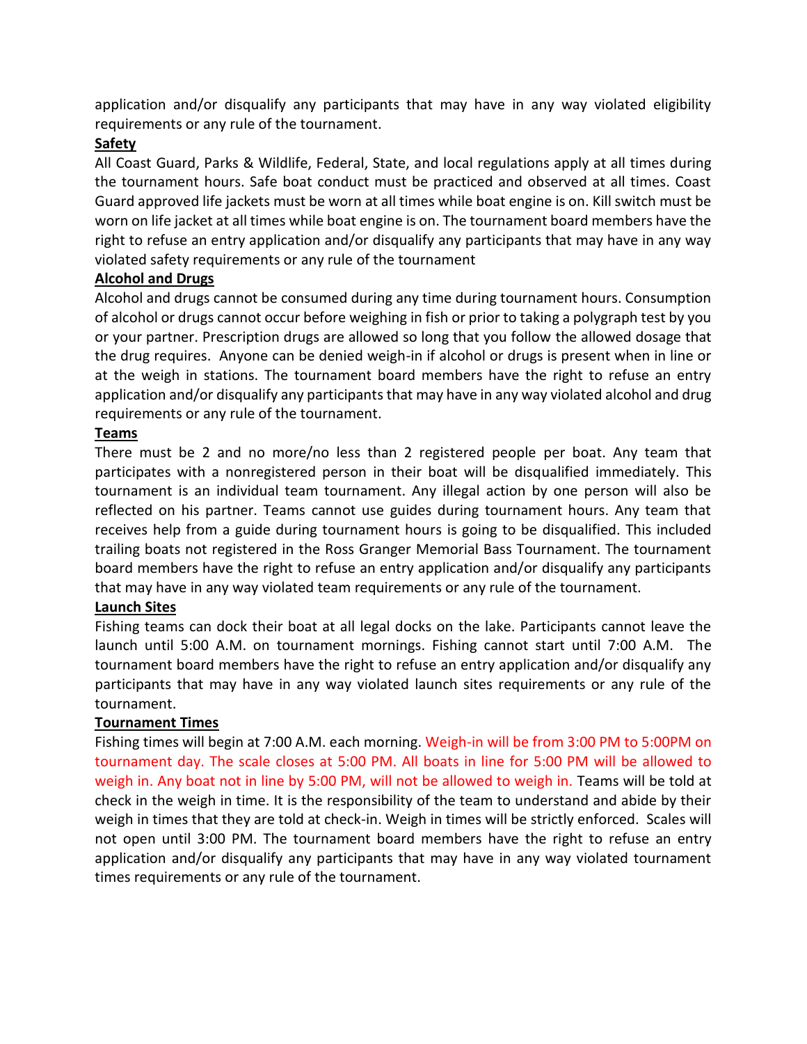application and/or disqualify any participants that may have in any way violated eligibility requirements or any rule of the tournament.

**Safety**

All Coast Guard, Parks & Wildlife, Federal, State, and local regulations apply at all times during the tournament hours. Safe boat conduct must be practiced and observed at all times. Coast Guard approved life jackets must be worn at all times while boat engine is on. Kill switch must be worn on life jacket at all times while boat engine is on. The tournament board members have the right to refuse an entry application and/or disqualify any participants that may have in any way violated safety requirements or any rule of the tournament

**Alcohol and Drugs**

Alcohol and drugs cannot be consumed during any time during tournament hours. Consumption of alcohol or drugs cannot occur before weighing in fish or prior to taking a polygraph test by you or your partner. Prescription drugs are allowed so long that you follow the allowed dosage that the drug requires. Anyone can be denied weigh-in if alcohol or drugs is present when in line or at the weigh in stations. The tournament board members have the right to refuse an entry application and/or disqualify any participants that may have in any way violated alcohol and drug requirements or any rule of the tournament.

**Teams**

There must be 2 and no more/no less than 2 registered people per boat. Any team that participates with a nonregistered person in their boat will be disqualified immediately. This tournament is an individual team tournament. Any illegal action by one person will also be reflected on his partner. Teams cannot use guides during tournament hours. Any team that receives help from a guide during tournament hours is going to be disqualified. This included trailing boats not registered in the Ross Granger Memorial Bass Tournament. The tournament board members have the right to refuse an entry application and/or disqualify any participants that may have in any way violated team requirements or any rule of the tournament.

**Launch Sites**

Fishing teams can dock their boat at all legal docks on the lake. Participants cannot leave the launch until 5:00 A.M. on tournament mornings. Fishing cannot start until 7:00 A.M. The tournament board members have the right to refuse an entry application and/or disqualify any participants that may have in any way violated launch sites requirements or any rule of the tournament.

**Tournament Times**

Fishing times will begin at 7:00 A.M. each morning. Weigh-in will be from 3:00 PM to 5:00PM on tournament day. The scale closes at 5:00 PM. All boats in line for 5:00 PM will be allowed to weigh in. Any boat not in line by 5:00 PM, will not be allowed to weigh in. Teams will be told at check in the weigh in time. It is the responsibility of the team to understand and abide by their weigh in times that they are told at check-in. Weigh in times will be strictly enforced. Scales will not open until 3:00 PM. The tournament board members have the right to refuse an entry application and/or disqualify any participants that may have in any way violated tournament times requirements or any rule of the tournament.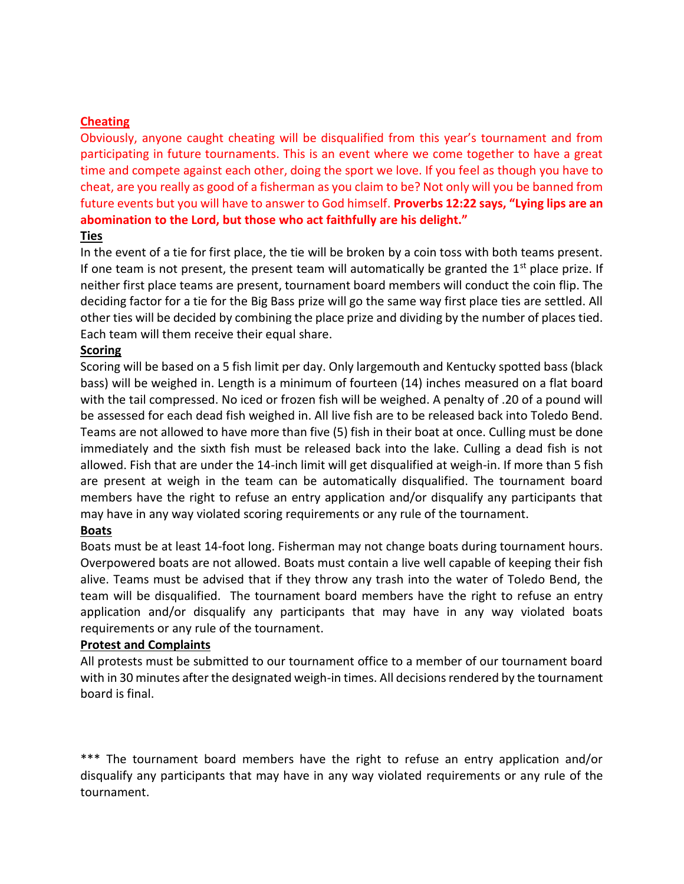**Cheating**

Obviously, anyone caught cheating will be disqualified from this year's tournament and from participating in future tournaments. This is an event where we come together to have a great time and compete against each other, doing the sport we love. If you feel as though you have to cheat, are you really as good of a fisherman as you claim to be? Not only will you be banned from future events but you will have to answer to God himself. **Proverbs 12:22 says, "Lying lips are an abomination to the Lord, but those who act faithfully are his delight."**

**Ties**

In the event of a tie for first place, the tie will be broken by a coin toss with both teams present. If one team is not present, the present team will automatically be granted the 1st place prize. If neither first place teams are present, tournament board members will conduct the coin flip. The deciding factor for a tie for the Big Bass prize will go the same way first place ties are settled. All other ties will be decided by combining the place prize and dividing by the number of places tied. Each team will them receive their equal share.

**Scoring**

Scoring will be based on a 5 fish limit per day. Only largemouth and Kentucky spotted bass (black bass) will be weighed in. Length is a minimum of fourteen (14) inches measured on a flat board with the tail compressed. No iced or frozen fish will be weighed. A penalty of .20 of a pound will be assessed for each dead fish weighed in. All live fish are to be released back into Toledo Bend. Teams are not allowed to have more than five (5) fish in their boat at once. Culling must be done immediately and the sixth fish must be released back into the lake. Culling a dead fish is not allowed. Fish that are under the 14-inch limit will get disqualified at weigh-in. If more than 5 fish are present at weigh in the team can be automatically disqualified. The tournament board members have the right to refuse an entry application and/or disqualify any participants that may have in any way violated scoring requirements or any rule of the tournament.

**Boats**

Boats must be at least 14-foot long. Fisherman may not change boats during tournament hours. Overpowered boats are not allowed. Boats must contain a live well capable of keeping their fish alive. Teams must be advised that if they throw any trash into the water of Toledo Bend, the team will be disqualified. The tournament board members have the right to refuse an entry application and/or disqualify any participants that may have in any way violated boats requirements or any rule of the tournament.

**Protest and Complaints**

All protests must be submitted to our tournament office to a member of our tournament board with in 30 minutes after the designated weigh-in times. All decisions rendered by the tournament board is final.

*** The tournament board members have the right to refuse an entry application and/or disqualify any participants that may have in any way violated requirements or any rule of the tournament.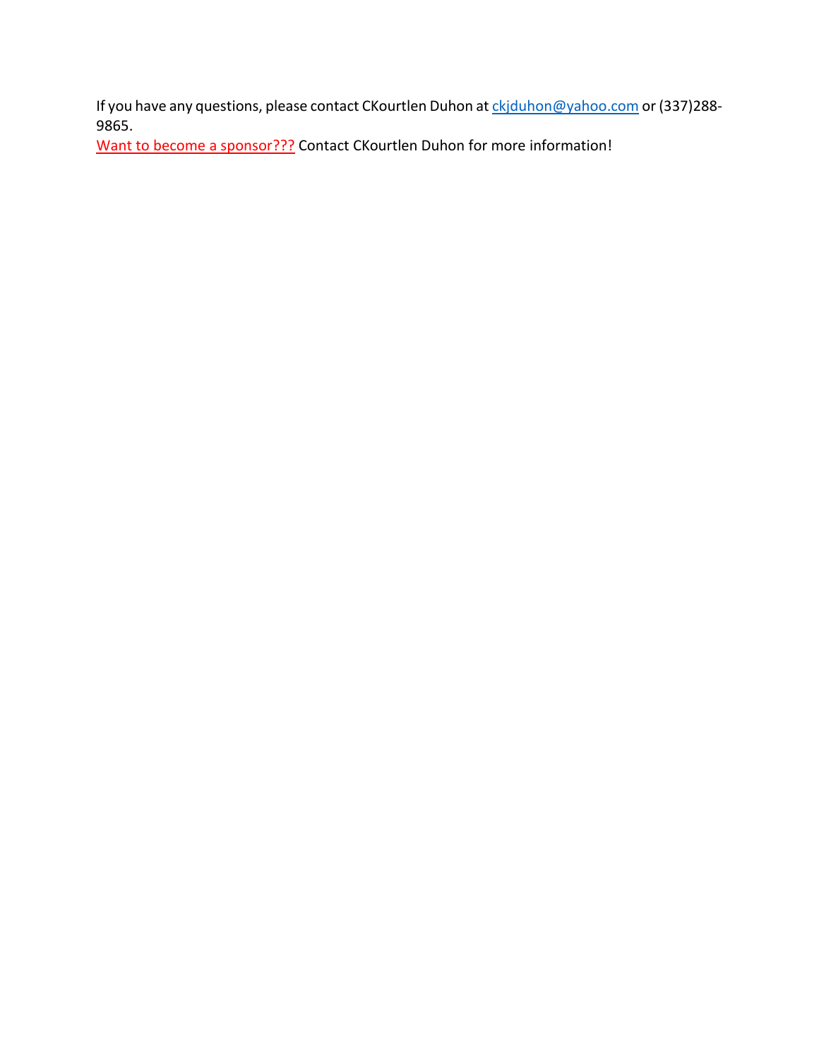If you have any questions, please contact CKourtlen Duhon at ckjduhon@yahoo.com or (337)288-9865.

Want to become a sponsor??? Contact CKourtlen Duhon for more information!